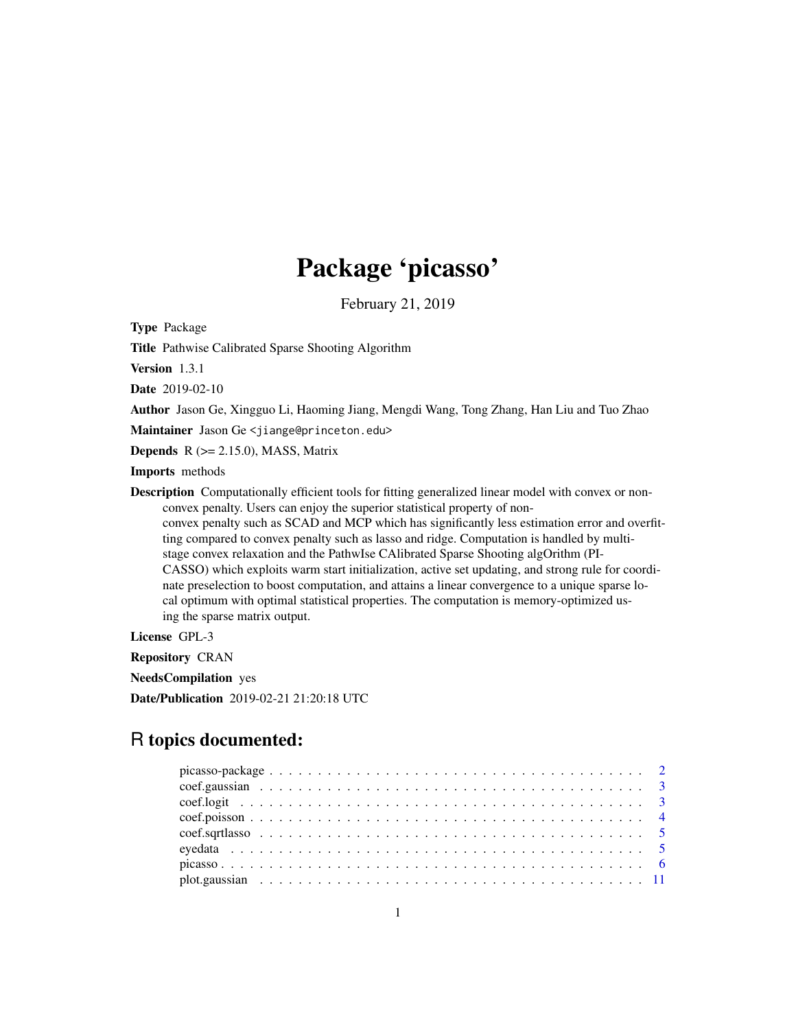# Package 'picasso'

February 21, 2019

**Type** Package

**Title** Pathwise Calibrated Sparse Shooting Algorithm

**Version** 1.3.1

**Date** 2019-02-10

**Author** Jason Ge, Xingguo Li, Haoming Jiang, Mengdi Wang, Tong Zhang, Han Liu and Tuo Zhao

**Maintainer** Jason Ge <jiange@princeton.edu>

**Depends** R (>= 2.15.0), MASS, Matrix

**Imports** methods

**Description** Computationally efficient tools for fitting generalized linear model with convex or non-convex penalty. Users can enjoy the superior statistical property of non-convex penalty such as SCAD and MCP which has significantly less estimation error and overfitting compared to convex penalty such as lasso and ridge. Computation is handled by multi-stage convex relaxation and the PathwIse CAlibrated Sparse Shooting algOrithm (PICASSO) which exploits warm start initialization, active set updating, and strong rule for coordinate preselection to boost computation, and attains a linear convergence to a unique sparse local optimum with optimal statistical properties. The computation is memory-optimized using the sparse matrix output.

**License** GPL-3

**Repository** CRAN

**NeedsCompilation** yes

**Date/Publication** 2019-02-21 21:20:18 UTC

## R topics documented:

- picasso-package . . . . . . . . . . . . . . . . . . . . . . . . . . . . . . . . . . . . . . 2
- coef.gaussian . . . . . . . . . . . . . . . . . . . . . . . . . . . . . . . . . . . . . . . 3
- coef.logit . . . . . . . . . . . . . . . . . . . . . . . . . . . . . . . . . . . . . . . . . 3
- coef.poisson . . . . . . . . . . . . . . . . . . . . . . . . . . . . . . . . . . . . . . . . 4
- coef.sqrtlasso . . . . . . . . . . . . . . . . . . . . . . . . . . . . . . . . . . . . . . . 5
- eyedata . . . . . . . . . . . . . . . . . . . . . . . . . . . . . . . . . . . . . . . . . . 5
- picasso . . . . . . . . . . . . . . . . . . . . . . . . . . . . . . . . . . . . . . . . . . 6
- plot.gaussian . . . . . . . . . . . . . . . . . . . . . . . . . . . . . . . . . . . . . . . 11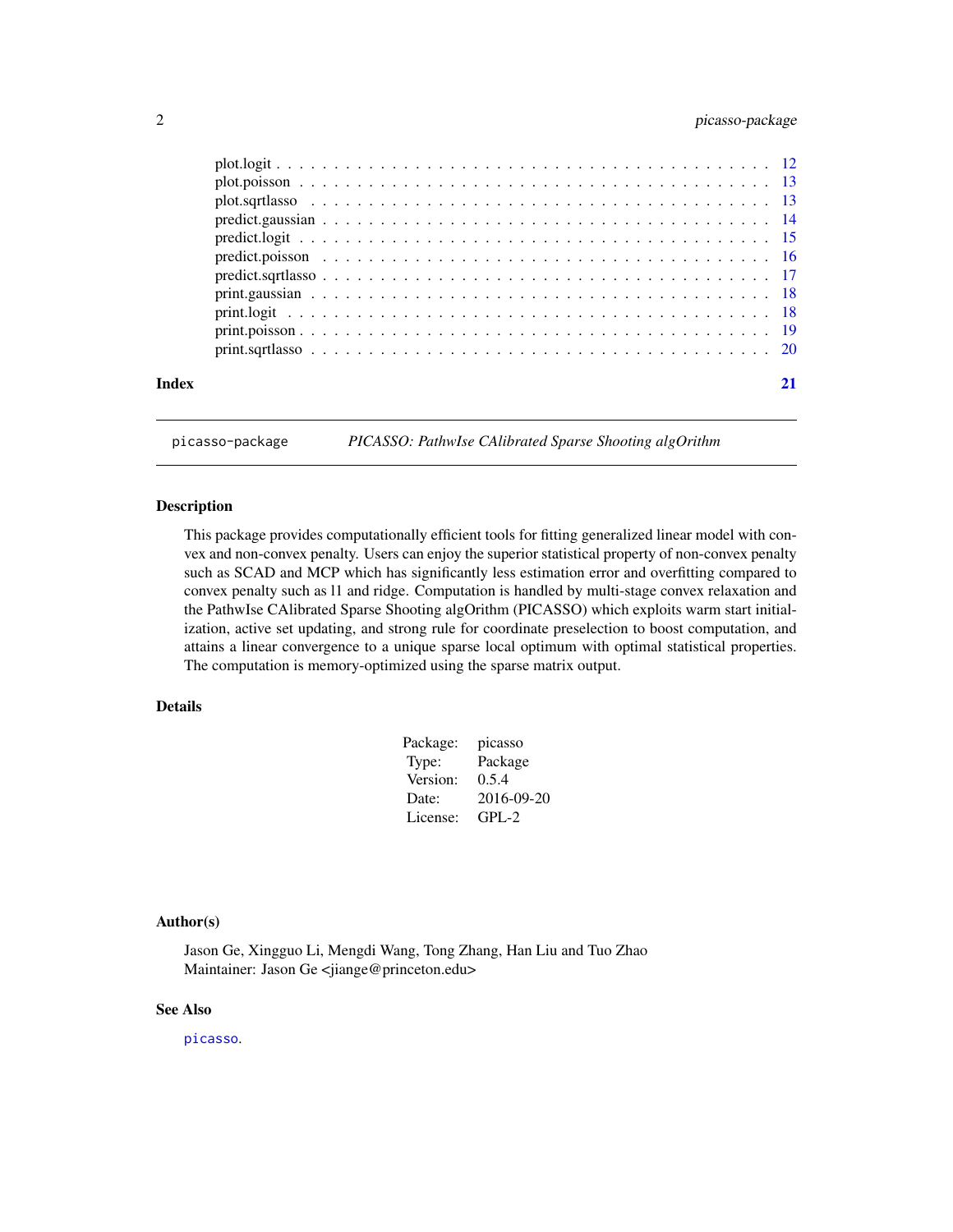plot.logit . . . . . . . . . . . . . . . . . . . . . . . . . . . . . . . . . . . . . . . . 12
plot.poisson . . . . . . . . . . . . . . . . . . . . . . . . . . . . . . . . . . . . . . . 13
plot.sqrtlasso . . . . . . . . . . . . . . . . . . . . . . . . . . . . . . . . . . . . . . 13
predict.gaussian . . . . . . . . . . . . . . . . . . . . . . . . . . . . . . . . . . . . . 14
predict.logit . . . . . . . . . . . . . . . . . . . . . . . . . . . . . . . . . . . . . . . 15
predict.poisson . . . . . . . . . . . . . . . . . . . . . . . . . . . . . . . . . . . . . . 16
predict.sqrtlasso . . . . . . . . . . . . . . . . . . . . . . . . . . . . . . . . . . . . . 17
print.gaussian . . . . . . . . . . . . . . . . . . . . . . . . . . . . . . . . . . . . . . 18
print.logit . . . . . . . . . . . . . . . . . . . . . . . . . . . . . . . . . . . . . . . . 18
print.poisson . . . . . . . . . . . . . . . . . . . . . . . . . . . . . . . . . . . . . . . 19
print.sqrtlasso . . . . . . . . . . . . . . . . . . . . . . . . . . . . . . . . . . . . . . 20

**Index** **21**

---

`picasso-package` *PICASSO: PathwIse CAlibrated Sparse Shooting algOrithm*

---

## Description

This package provides computationally efficient tools for fitting generalized linear model with convex and non-convex penalty. Users can enjoy the superior statistical property of non-convex penalty such as SCAD and MCP which has significantly less estimation error and overfitting compared to convex penalty such as l1 and ridge. Computation is handled by multi-stage convex relaxation and the PathwIse CAlibrated Sparse Shooting algOrithm (PICASSO) which exploits warm start initialization, active set updating, and strong rule for coordinate preselection to boost computation, and attains a linear convergence to a unique sparse local optimum with optimal statistical properties. The computation is memory-optimized using the sparse matrix output.

## Details

| | |
|---|---|
| Package: | picasso |
| Type: | Package |
| Version: | 0.5.4 |
| Date: | 2016-09-20 |
| License: | GPL-2 |

## Author(s)

Jason Ge, Xingguo Li, Mengdi Wang, Tong Zhang, Han Liu and Tuo Zhao
Maintainer: Jason Ge <jiange@princeton.edu>

## See Also

`picasso`.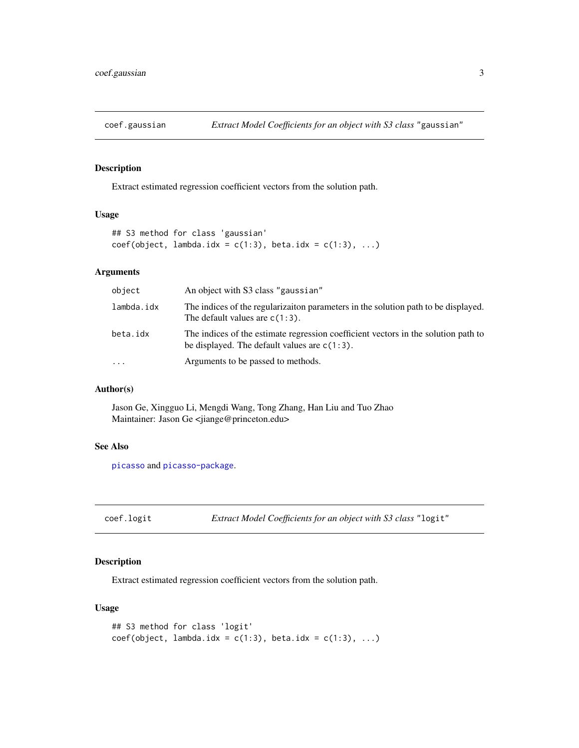## coef.gaussian — *Extract Model Coefficients for an object with S3 class* "gaussian"

### Description

Extract estimated regression coefficient vectors from the solution path.

### Usage

```
## S3 method for class 'gaussian'
coef(object, lambda.idx = c(1:3), beta.idx = c(1:3), ...)
```

### Arguments

| | |
|---|---|
| `object` | An object with S3 class "gaussian" |
| `lambda.idx` | The indices of the regularizaiton parameters in the solution path to be displayed. The default values are `c(1:3)`. |
| `beta.idx` | The indices of the estimate regression coefficient vectors in the solution path to be displayed. The default values are `c(1:3)`. |
| `...` | Arguments to be passed to methods. |

### Author(s)

Jason Ge, Xingguo Li, Mengdi Wang, Tong Zhang, Han Liu and Tuo Zhao
Maintainer: Jason Ge <jiange@princeton.edu>

### See Also

`picasso` and `picasso-package`.

## coef.logit — *Extract Model Coefficients for an object with S3 class* "logit"

### Description

Extract estimated regression coefficient vectors from the solution path.

### Usage

```
## S3 method for class 'logit'
coef(object, lambda.idx = c(1:3), beta.idx = c(1:3), ...)
```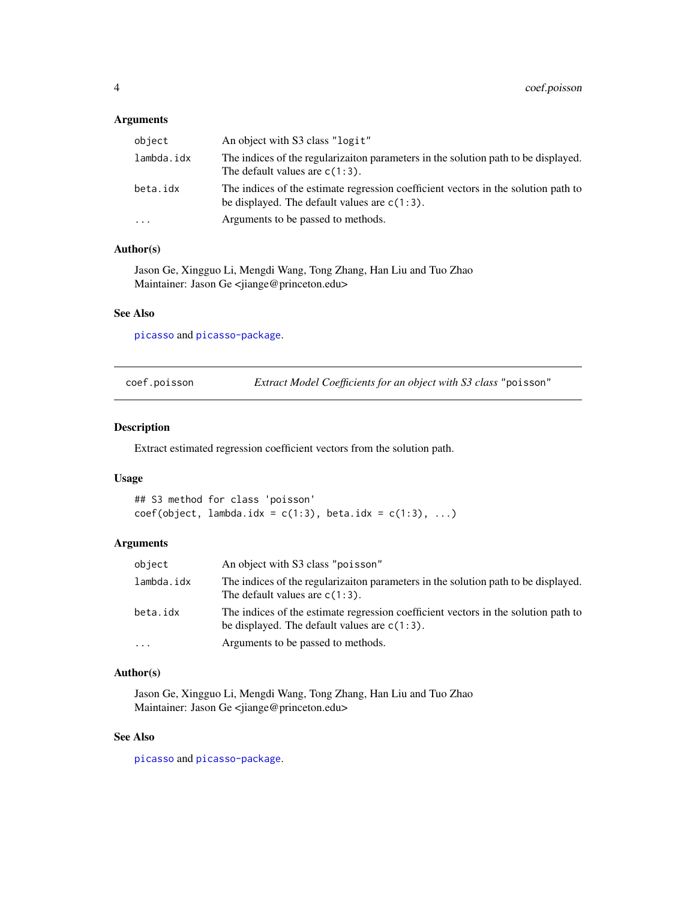### Arguments

| | |
|---|---|
| `object` | An object with S3 class "`logit`" |
| `lambda.idx` | The indices of the regularizaiton parameters in the solution path to be displayed. The default values are `c(1:3)`. |
| `beta.idx` | The indices of the estimate regression coefficient vectors in the solution path to be displayed. The default values are `c(1:3)`. |
| `...` | Arguments to be passed to methods. |

### Author(s)

Jason Ge, Xingguo Li, Mengdi Wang, Tong Zhang, Han Liu and Tuo Zhao
Maintainer: Jason Ge <jiange@princeton.edu>

### See Also

`picasso` and `picasso-package`.

---

## coef.poisson — *Extract Model Coefficients for an object with S3 class* "`poisson`"

### Description

Extract estimated regression coefficient vectors from the solution path.

### Usage

```
## S3 method for class 'poisson'
coef(object, lambda.idx = c(1:3), beta.idx = c(1:3), ...)
```

### Arguments

| | |
|---|---|
| `object` | An object with S3 class "`poisson`" |
| `lambda.idx` | The indices of the regularizaiton parameters in the solution path to be displayed. The default values are `c(1:3)`. |
| `beta.idx` | The indices of the estimate regression coefficient vectors in the solution path to be displayed. The default values are `c(1:3)`. |
| `...` | Arguments to be passed to methods. |

### Author(s)

Jason Ge, Xingguo Li, Mengdi Wang, Tong Zhang, Han Liu and Tuo Zhao
Maintainer: Jason Ge <jiange@princeton.edu>

### See Also

`picasso` and `picasso-package`.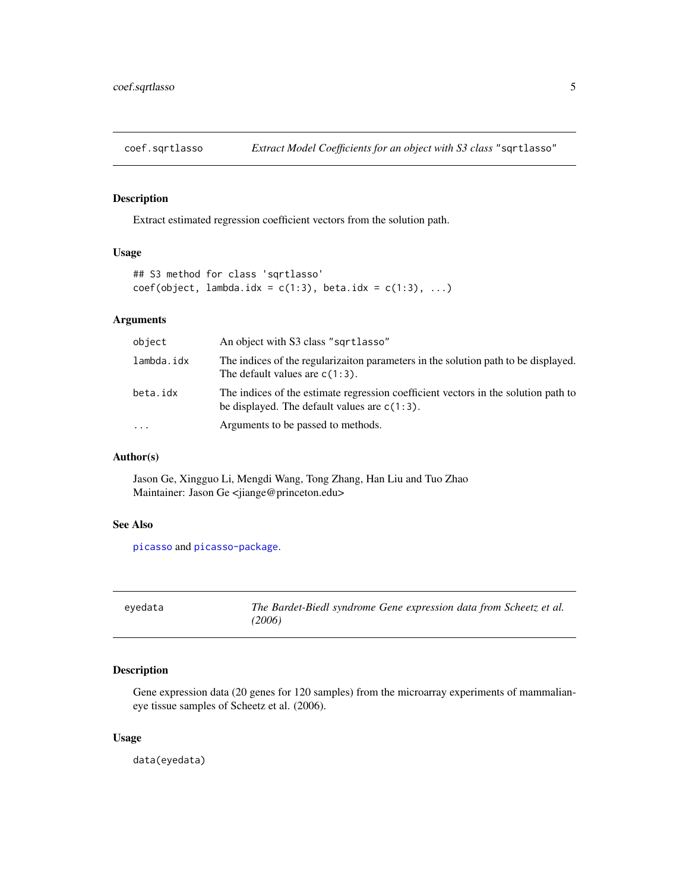## coef.sqrtlasso — *Extract Model Coefficients for an object with S3 class* "sqrtlasso"

### Description

Extract estimated regression coefficient vectors from the solution path.

### Usage

```
## S3 method for class 'sqrtlasso'
coef(object, lambda.idx = c(1:3), beta.idx = c(1:3), ...)
```

### Arguments

| | |
|---|---|
| object | An object with S3 class "sqrtlasso" |
| lambda.idx | The indices of the regularizaiton parameters in the solution path to be displayed. The default values are c(1:3). |
| beta.idx | The indices of the estimate regression coefficient vectors in the solution path to be displayed. The default values are c(1:3). |
| ... | Arguments to be passed to methods. |

### Author(s)

Jason Ge, Xingguo Li, Mengdi Wang, Tong Zhang, Han Liu and Tuo Zhao
Maintainer: Jason Ge <jiange@princeton.edu>

### See Also

picasso and picasso-package.

## eyedata — *The Bardet-Biedl syndrome Gene expression data from Scheetz et al. (2006)*

### Description

Gene expression data (20 genes for 120 samples) from the microarray experiments of mammalian-eye tissue samples of Scheetz et al. (2006).

### Usage

```
data(eyedata)
```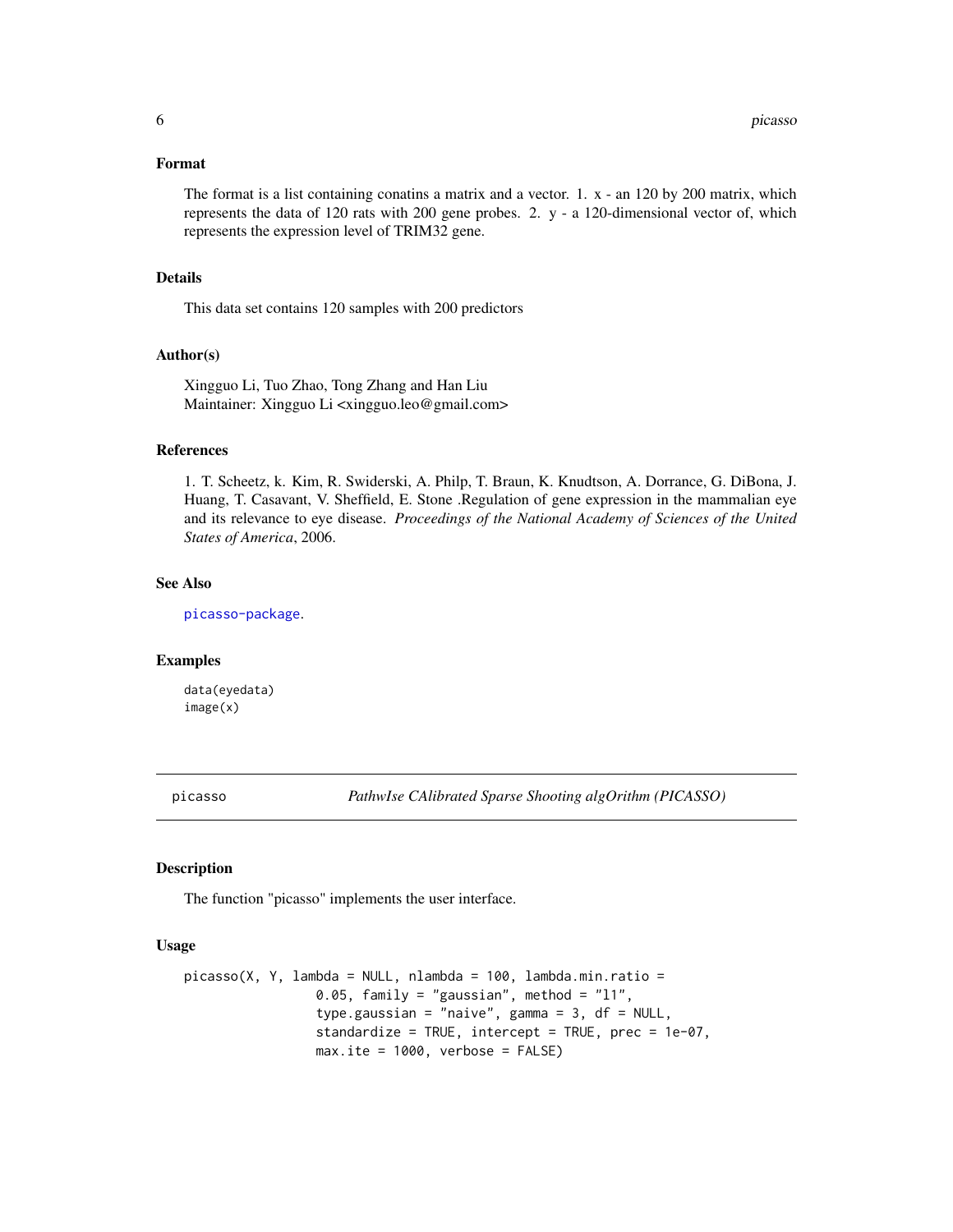### Format

The format is a list containing conatins a matrix and a vector. 1. x - an 120 by 200 matrix, which represents the data of 120 rats with 200 gene probes. 2. y - a 120-dimensional vector of, which represents the expression level of TRIM32 gene.

### Details

This data set contains 120 samples with 200 predictors

### Author(s)

Xingguo Li, Tuo Zhao, Tong Zhang and Han Liu
Maintainer: Xingguo Li <xingguo.leo@gmail.com>

### References

1. T. Scheetz, k. Kim, R. Swiderski, A. Philp, T. Braun, K. Knudtson, A. Dorrance, G. DiBona, J. Huang, T. Casavant, V. Sheffield, E. Stone .Regulation of gene expression in the mammalian eye and its relevance to eye disease. *Proceedings of the National Academy of Sciences of the United States of America*, 2006.

### See Also

picasso-package.

### Examples

```
data(eyedata)
image(x)
```

---

## picasso *PathwIse CAlibrated Sparse Shooting algOrithm (PICASSO)*

### Description

The function "picasso" implements the user interface.

### Usage

```
picasso(X, Y, lambda = NULL, nlambda = 100, lambda.min.ratio =
                0.05, family = "gaussian", method = "l1",
                type.gaussian = "naive", gamma = 3, df = NULL,
                standardize = TRUE, intercept = TRUE, prec = 1e-07,
                max.ite = 1000, verbose = FALSE)
```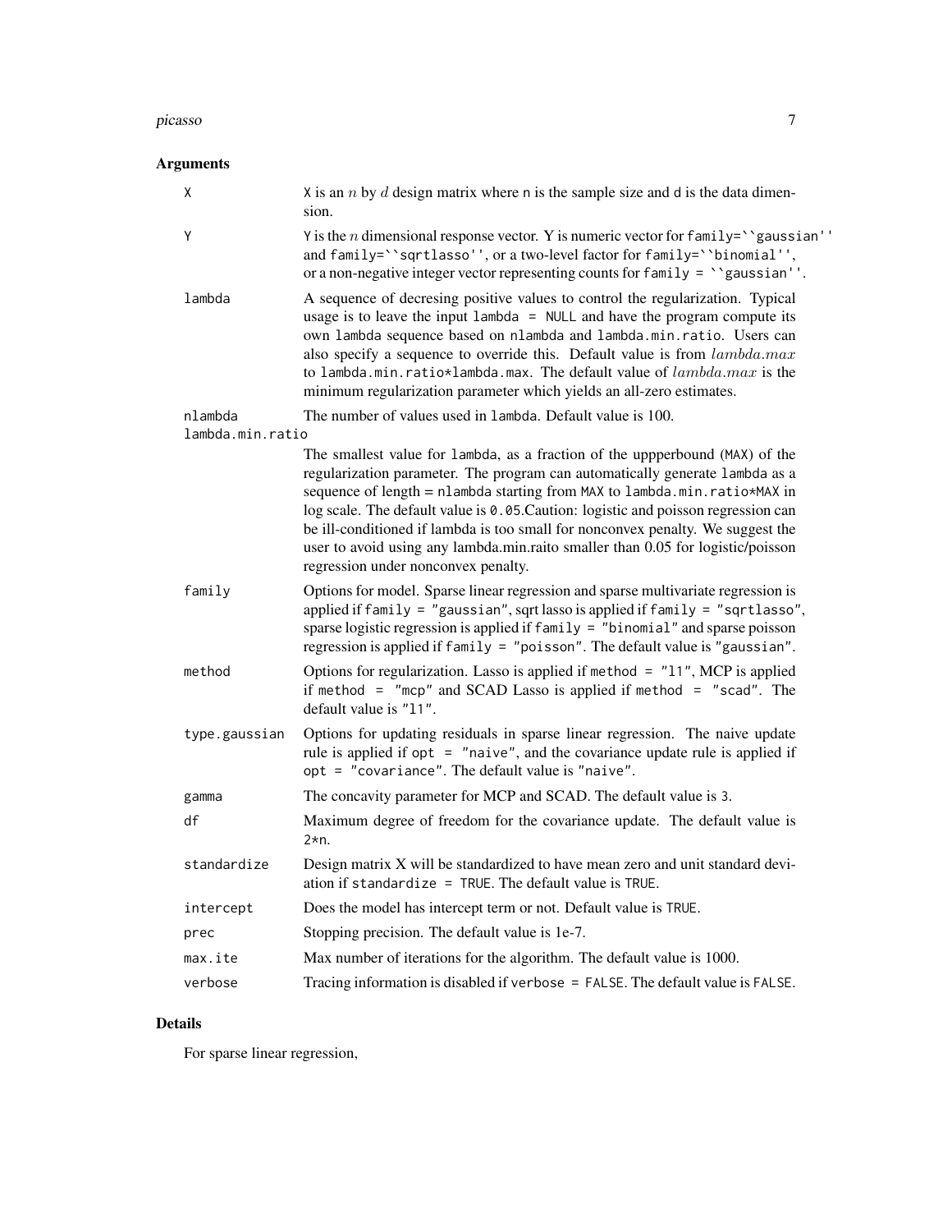## Arguments

| | |
|---|---|
| `X` | `X` is an $n$ by $d$ design matrix where `n` is the sample size and `d` is the data dimension. |
| `Y` | `Y` is the $n$ dimensional response vector. Y is numeric vector for `family=``gaussian''` and `family=``sqrtlasso''`, or a two-level factor for `family=``binomial''`, or a non-negative integer vector representing counts for `family = ``gaussian''`. |
| `lambda` | A sequence of decresing positive values to control the regularization. Typical usage is to leave the input `lambda = NULL` and have the program compute its own `lambda` sequence based on `nlambda` and `lambda.min.ratio`. Users can also specify a sequence to override this. Default value is from $lambda.max$ to `lambda.min.ratio*lambda.max`. The default value of $lambda.max$ is the minimum regularization parameter which yields an all-zero estimates. |
| `nlambda` | The number of values used in `lambda`. Default value is 100. |
| `lambda.min.ratio` | The smallest value for `lambda`, as a fraction of the uppperbound (`MAX`) of the regularization parameter. The program can automatically generate `lambda` as a sequence of length = `nlambda` starting from `MAX` to `lambda.min.ratio*MAX` in log scale. The default value is `0.05`.Caution: logistic and poisson regression can be ill-conditioned if lambda is too small for nonconvex penalty. We suggest the user to avoid using any lambda.min.raito smaller than 0.05 for logistic/poisson regression under nonconvex penalty. |
| `family` | Options for model. Sparse linear regression and sparse multivariate regression is applied if `family = "gaussian"`, sqrt lasso is applied if `family = "sqrtlasso"`, sparse logistic regression is applied if `family = "binomial"` and sparse poisson regression is applied if `family = "poisson"`. The default value is `"gaussian"`. |
| `method` | Options for regularization. Lasso is applied if `method = "l1"`, MCP is applied if `method = "mcp"` and SCAD Lasso is applied if `method = "scad"`. The default value is `"l1"`. |
| `type.gaussian` | Options for updating residuals in sparse linear regression. The naive update rule is applied if `opt = "naive"`, and the covariance update rule is applied if `opt = "covariance"`. The default value is `"naive"`. |
| `gamma` | The concavity parameter for MCP and SCAD. The default value is `3`. |
| `df` | Maximum degree of freedom for the covariance update. The default value is `2*n`. |
| `standardize` | Design matrix X will be standardized to have mean zero and unit standard deviation if `standardize = TRUE`. The default value is `TRUE`. |
| `intercept` | Does the model has intercept term or not. Default value is `TRUE`. |
| `prec` | Stopping precision. The default value is 1e-7. |
| `max.ite` | Max number of iterations for the algorithm. The default value is 1000. |
| `verbose` | Tracing information is disabled if `verbose = FALSE`. The default value is `FALSE`. |

## Details

For sparse linear regression,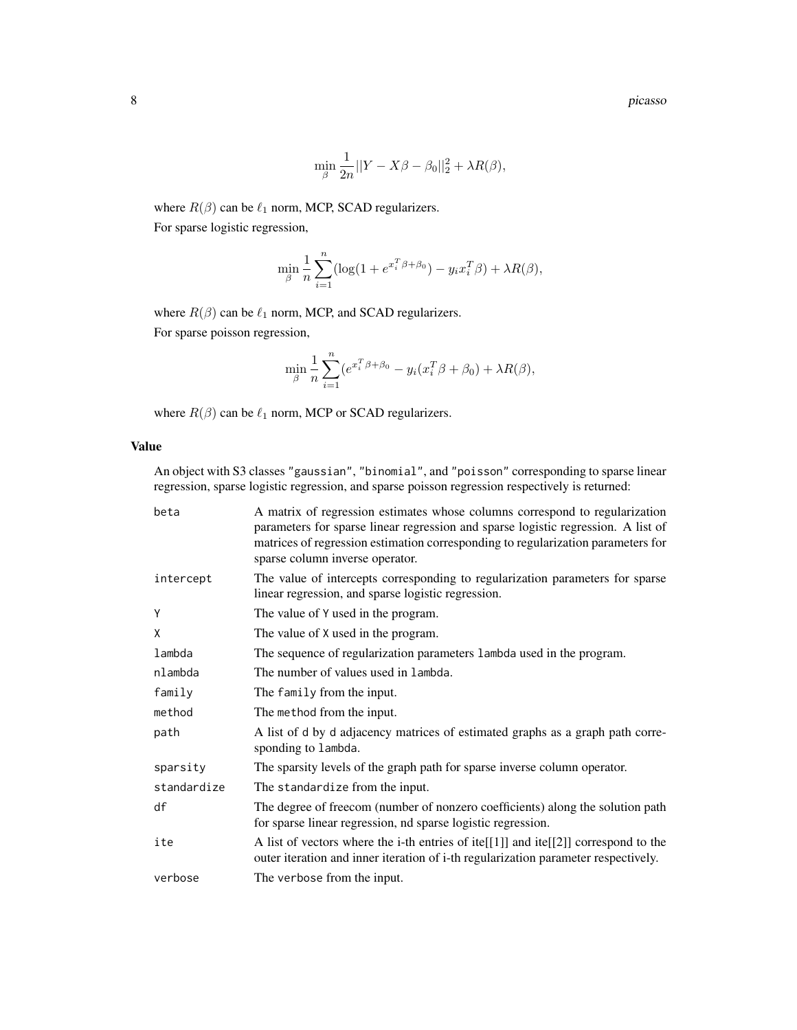$$\min_{\beta} \frac{1}{2n}||Y - X\beta - \beta_0||_2^2 + \lambda R(\beta),$$

where $R(\beta)$ can be $\ell_1$ norm, MCP, SCAD regularizers.

For sparse logistic regression,

$$\min_{\beta} \frac{1}{n} \sum_{i=1}^{n} (\log(1 + e^{x_i^T \beta + \beta_0}) - y_i x_i^T \beta) + \lambda R(\beta),$$

where $R(\beta)$ can be $\ell_1$ norm, MCP, and SCAD regularizers.

For sparse poisson regression,

$$\min_{\beta} \frac{1}{n} \sum_{i=1}^{n} (e^{x_i^T \beta + \beta_0} - y_i(x_i^T \beta + \beta_0) + \lambda R(\beta),$$

where $R(\beta)$ can be $\ell_1$ norm, MCP or SCAD regularizers.

### Value

An object with S3 classes "gaussian", "binomial", and "poisson" corresponding to sparse linear regression, sparse logistic regression, and sparse poisson regression respectively is returned:

| | |
|---|---|
| `beta` | A matrix of regression estimates whose columns correspond to regularization parameters for sparse linear regression and sparse logistic regression. A list of matrices of regression estimation corresponding to regularization parameters for sparse column inverse operator. |
| `intercept` | The value of intercepts corresponding to regularization parameters for sparse linear regression, and sparse logistic regression. |
| `Y` | The value of `Y` used in the program. |
| `X` | The value of `X` used in the program. |
| `lambda` | The sequence of regularization parameters `lambda` used in the program. |
| `nlambda` | The number of values used in `lambda`. |
| `family` | The `family` from the input. |
| `method` | The `method` from the input. |
| `path` | A list of `d` by `d` adjacency matrices of estimated graphs as a graph path corresponding to `lambda`. |
| `sparsity` | The sparsity levels of the graph path for sparse inverse column operator. |
| `standardize` | The `standardize` from the input. |
| `df` | The degree of freecom (number of nonzero coefficients) along the solution path for sparse linear regression, nd sparse logistic regression. |
| `ite` | A list of vectors where the i-th entries of ite[[1]] and ite[[2]] correspond to the outer iteration and inner iteration of i-th regularization parameter respectively. |
| `verbose` | The `verbose` from the input. |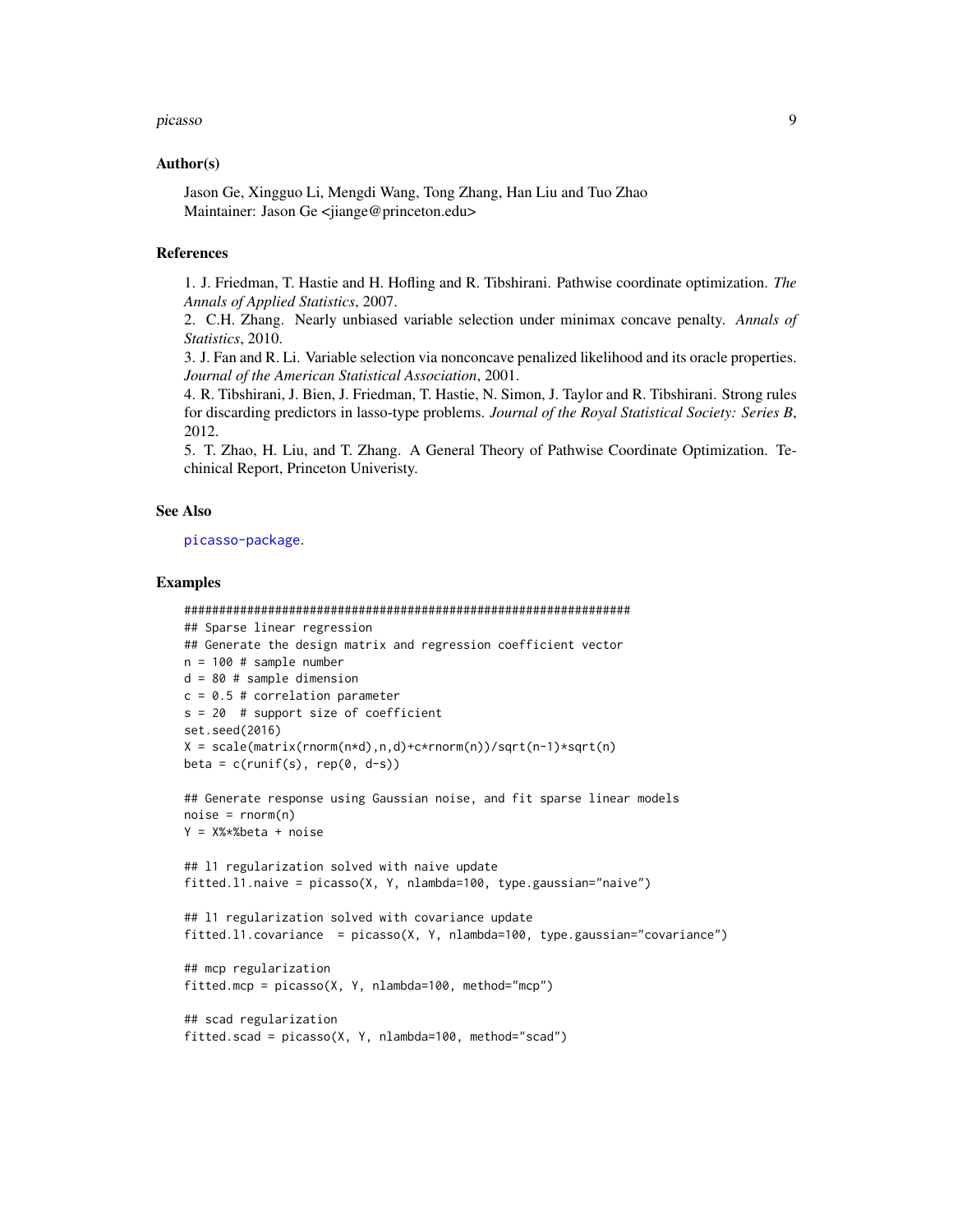### Author(s)

Jason Ge, Xingguo Li, Mengdi Wang, Tong Zhang, Han Liu and Tuo Zhao
Maintainer: Jason Ge <jiange@princeton.edu>

### References

1. J. Friedman, T. Hastie and H. Hofling and R. Tibshirani. Pathwise coordinate optimization. *The Annals of Applied Statistics*, 2007.
2. C.H. Zhang. Nearly unbiased variable selection under minimax concave penalty. *Annals of Statistics*, 2010.
3. J. Fan and R. Li. Variable selection via nonconcave penalized likelihood and its oracle properties. *Journal of the American Statistical Association*, 2001.
4. R. Tibshirani, J. Bien, J. Friedman, T. Hastie, N. Simon, J. Taylor and R. Tibshirani. Strong rules for discarding predictors in lasso-type problems. *Journal of the Royal Statistical Society: Series B*, 2012.
5. T. Zhao, H. Liu, and T. Zhang. A General Theory of Pathwise Coordinate Optimization. Techinical Report, Princeton Univeristy.

### See Also

picasso-package.

### Examples

```
################################################################
## Sparse linear regression
## Generate the design matrix and regression coefficient vector
n = 100 # sample number
d = 80 # sample dimension
c = 0.5 # correlation parameter
s = 20  # support size of coefficient
set.seed(2016)
X = scale(matrix(rnorm(n*d),n,d)+c*rnorm(n))/sqrt(n-1)*sqrt(n)
beta = c(runif(s), rep(0, d-s))

## Generate response using Gaussian noise, and fit sparse linear models
noise = rnorm(n)
Y = X%*%beta + noise

## l1 regularization solved with naive update
fitted.l1.naive = picasso(X, Y, nlambda=100, type.gaussian="naive")

## l1 regularization solved with covariance update
fitted.l1.covariance  = picasso(X, Y, nlambda=100, type.gaussian="covariance")

## mcp regularization
fitted.mcp = picasso(X, Y, nlambda=100, method="mcp")

## scad regularization
fitted.scad = picasso(X, Y, nlambda=100, method="scad")
```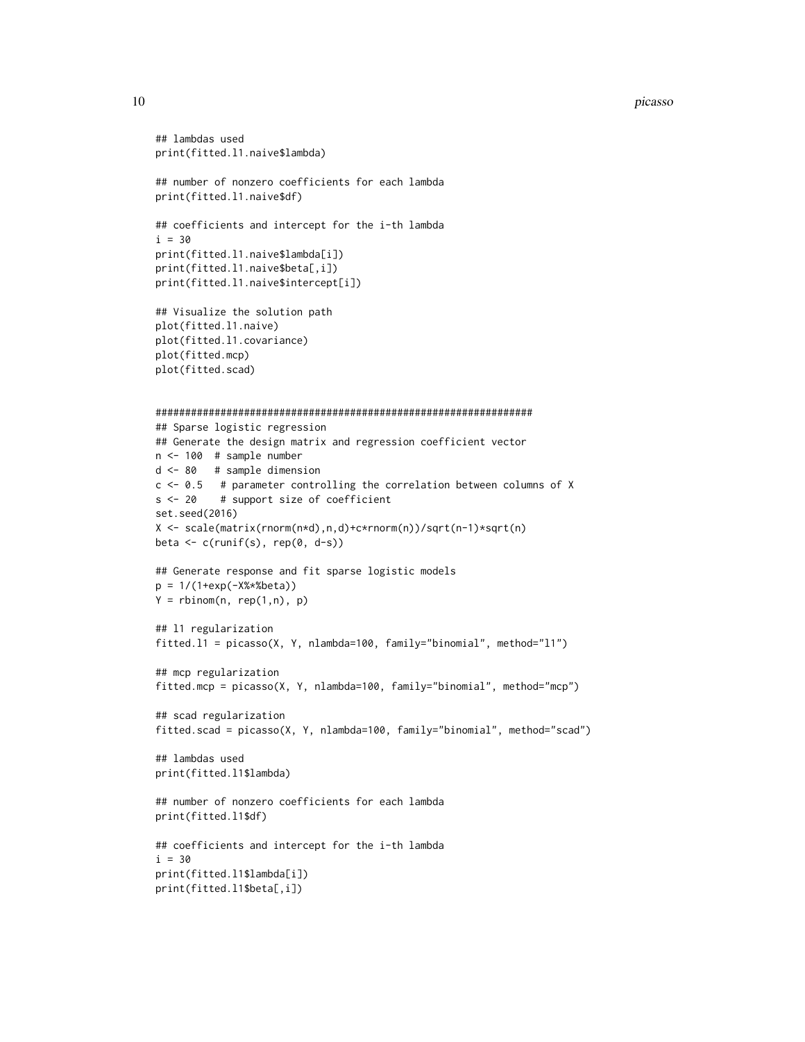```
## lambdas used
print(fitted.l1.naive$lambda)

## number of nonzero coefficients for each lambda
print(fitted.l1.naive$df)

## coefficients and intercept for the i-th lambda
i = 30
print(fitted.l1.naive$lambda[i])
print(fitted.l1.naive$beta[,i])
print(fitted.l1.naive$intercept[i])

## Visualize the solution path
plot(fitted.l1.naive)
plot(fitted.l1.covariance)
plot(fitted.mcp)
plot(fitted.scad)


################################################################
## Sparse logistic regression
## Generate the design matrix and regression coefficient vector
n <- 100  # sample number
d <- 80   # sample dimension
c <- 0.5   # parameter controlling the correlation between columns of X
s <- 20    # support size of coefficient
set.seed(2016)
X <- scale(matrix(rnorm(n*d),n,d)+c*rnorm(n))/sqrt(n-1)*sqrt(n)
beta <- c(runif(s), rep(0, d-s))

## Generate response and fit sparse logistic models
p = 1/(1+exp(-X%*%beta))
Y = rbinom(n, rep(1,n), p)

## l1 regularization
fitted.l1 = picasso(X, Y, nlambda=100, family="binomial", method="l1")

## mcp regularization
fitted.mcp = picasso(X, Y, nlambda=100, family="binomial", method="mcp")

## scad regularization
fitted.scad = picasso(X, Y, nlambda=100, family="binomial", method="scad")

## lambdas used
print(fitted.l1$lambda)

## number of nonzero coefficients for each lambda
print(fitted.l1$df)

## coefficients and intercept for the i-th lambda
i = 30
print(fitted.l1$lambda[i])
print(fitted.l1$beta[,i])
```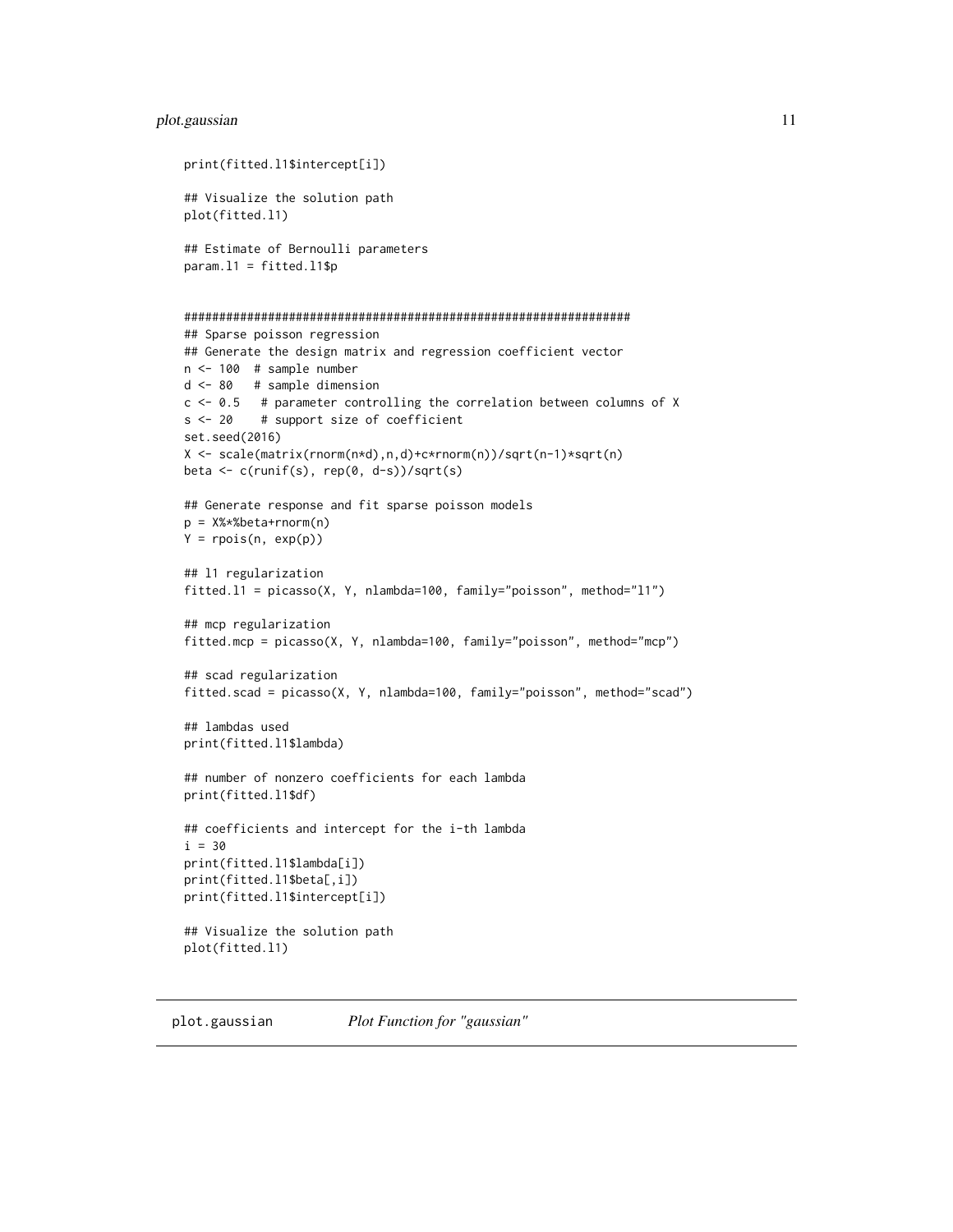```
print(fitted.l1$intercept[i])

## Visualize the solution path
plot(fitted.l1)

## Estimate of Bernoulli parameters
param.l1 = fitted.l1$p


################################################################
## Sparse poisson regression
## Generate the design matrix and regression coefficient vector
n <- 100  # sample number
d <- 80   # sample dimension
c <- 0.5   # parameter controlling the correlation between columns of X
s <- 20    # support size of coefficient
set.seed(2016)
X <- scale(matrix(rnorm(n*d),n,d)+c*rnorm(n))/sqrt(n-1)*sqrt(n)
beta <- c(runif(s), rep(0, d-s))/sqrt(s)

## Generate response and fit sparse poisson models
p = X%*%beta+rnorm(n)
Y = rpois(n, exp(p))

## l1 regularization
fitted.l1 = picasso(X, Y, nlambda=100, family="poisson", method="l1")

## mcp regularization
fitted.mcp = picasso(X, Y, nlambda=100, family="poisson", method="mcp")

## scad regularization
fitted.scad = picasso(X, Y, nlambda=100, family="poisson", method="scad")

## lambdas used
print(fitted.l1$lambda)

## number of nonzero coefficients for each lambda
print(fitted.l1$df)

## coefficients and intercept for the i-th lambda
i = 30
print(fitted.l1$lambda[i])
print(fitted.l1$beta[,i])
print(fitted.l1$intercept[i])

## Visualize the solution path
plot(fitted.l1)
```

---

## plot.gaussian *Plot Function for "gaussian"*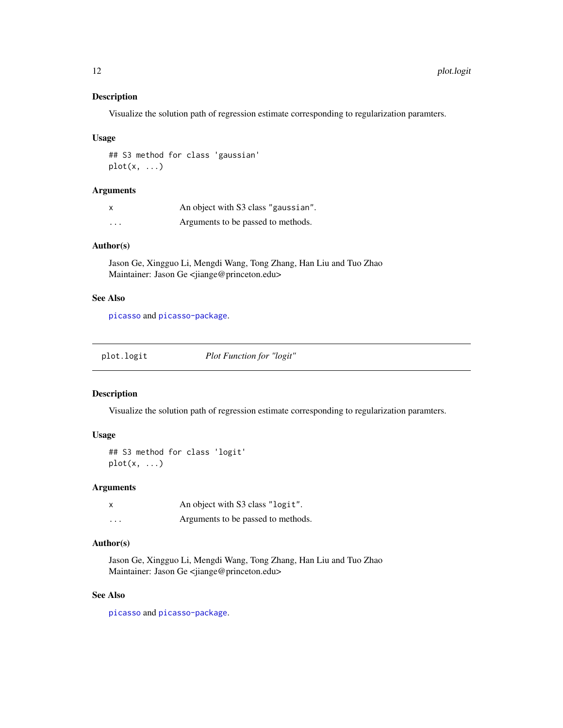### Description

Visualize the solution path of regression estimate corresponding to regularization paramters.

### Usage

```
## S3 method for class 'gaussian'
plot(x, ...)
```

### Arguments

| | |
|---|---|
| x | An object with S3 class "gaussian". |
| ... | Arguments to be passed to methods. |

### Author(s)

Jason Ge, Xingguo Li, Mengdi Wang, Tong Zhang, Han Liu and Tuo Zhao
Maintainer: Jason Ge <jiange@princeton.edu>

### See Also

picasso and picasso-package.

---

## plot.logit — *Plot Function for "logit"*

### Description

Visualize the solution path of regression estimate corresponding to regularization paramters.

### Usage

```
## S3 method for class 'logit'
plot(x, ...)
```

### Arguments

| | |
|---|---|
| x | An object with S3 class "logit". |
| ... | Arguments to be passed to methods. |

### Author(s)

Jason Ge, Xingguo Li, Mengdi Wang, Tong Zhang, Han Liu and Tuo Zhao
Maintainer: Jason Ge <jiange@princeton.edu>

### See Also

picasso and picasso-package.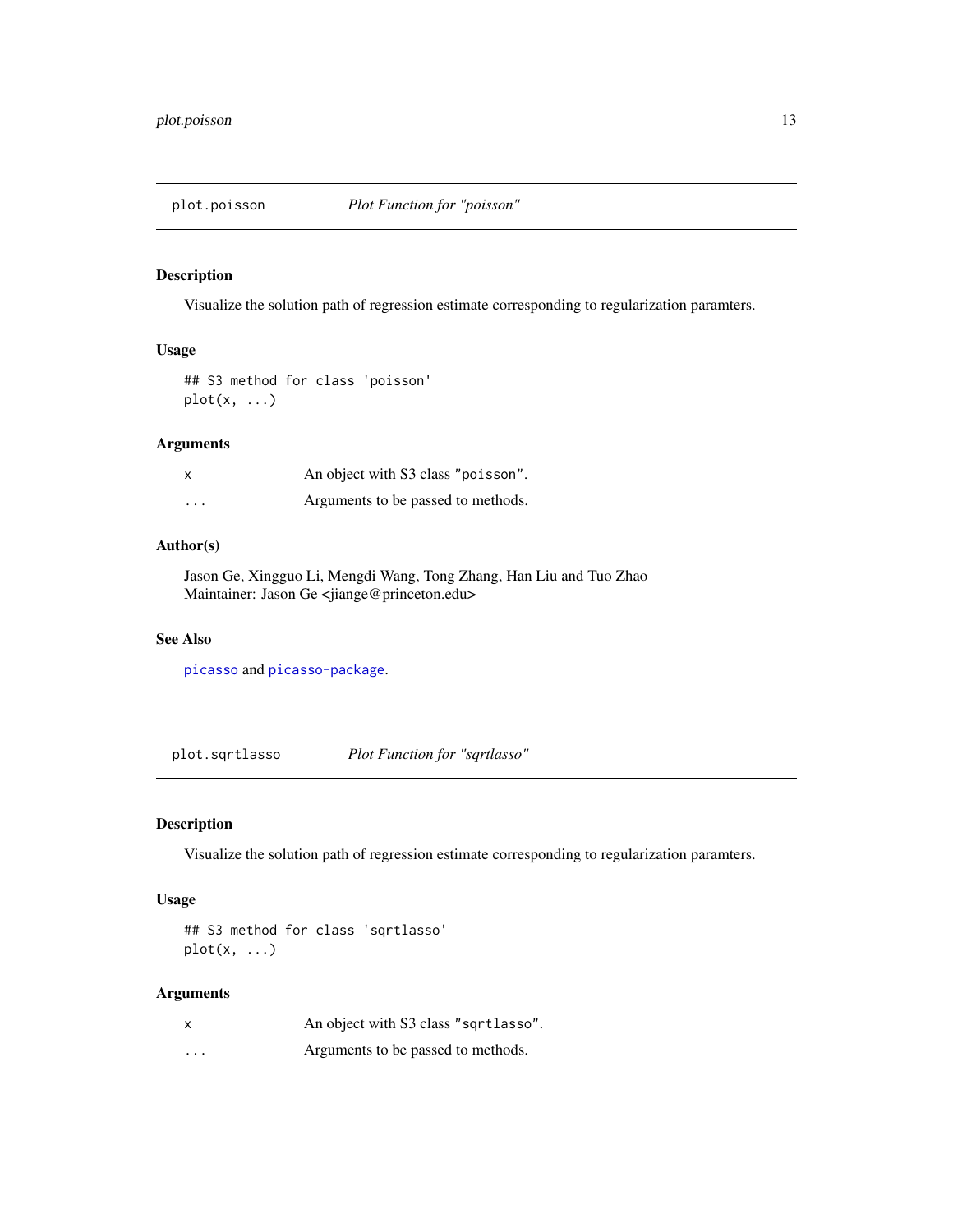## plot.poisson — *Plot Function for "poisson"*

### Description

Visualize the solution path of regression estimate corresponding to regularization paramters.

### Usage

```
## S3 method for class 'poisson'
plot(x, ...)
```

### Arguments

| | |
|---|---|
| `x` | An object with S3 class `"poisson"`. |
| `...` | Arguments to be passed to methods. |

### Author(s)

Jason Ge, Xingguo Li, Mengdi Wang, Tong Zhang, Han Liu and Tuo Zhao
Maintainer: Jason Ge <jiange@princeton.edu>

### See Also

`picasso` and `picasso-package`.

## plot.sqrtlasso — *Plot Function for "sqrtlasso"*

### Description

Visualize the solution path of regression estimate corresponding to regularization paramters.

### Usage

```
## S3 method for class 'sqrtlasso'
plot(x, ...)
```

### Arguments

| | |
|---|---|
| `x` | An object with S3 class `"sqrtlasso"`. |
| `...` | Arguments to be passed to methods. |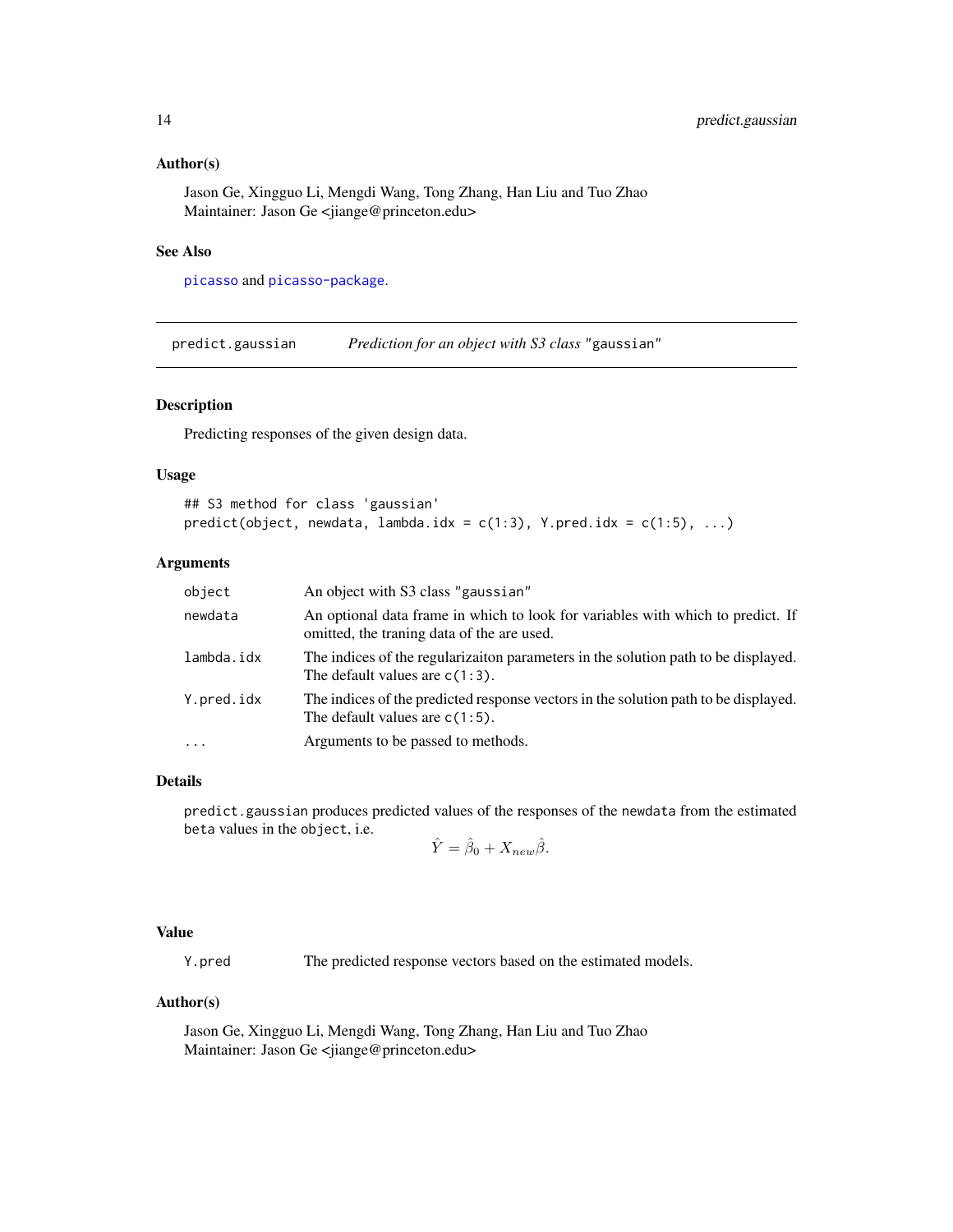### Author(s)

Jason Ge, Xingguo Li, Mengdi Wang, Tong Zhang, Han Liu and Tuo Zhao
Maintainer: Jason Ge <jiange@princeton.edu>

### See Also

picasso and picasso-package.

---

## predict.gaussian — *Prediction for an object with S3 class* "gaussian"

### Description

Predicting responses of the given design data.

### Usage

```
## S3 method for class 'gaussian'
predict(object, newdata, lambda.idx = c(1:3), Y.pred.idx = c(1:5), ...)
```

### Arguments

| | |
|---|---|
| object | An object with S3 class "gaussian" |
| newdata | An optional data frame in which to look for variables with which to predict. If omitted, the traning data of the are used. |
| lambda.idx | The indices of the regularizaiton parameters in the solution path to be displayed. The default values are c(1:3). |
| Y.pred.idx | The indices of the predicted response vectors in the solution path to be displayed. The default values are c(1:5). |
| ... | Arguments to be passed to methods. |

### Details

predict.gaussian produces predicted values of the responses of the newdata from the estimated beta values in the object, i.e.

$$\hat{Y} = \hat{\beta}_0 + X_{new}\hat{\beta}.$$

### Value

| | |
|---|---|
| Y.pred | The predicted response vectors based on the estimated models. |

### Author(s)

Jason Ge, Xingguo Li, Mengdi Wang, Tong Zhang, Han Liu and Tuo Zhao
Maintainer: Jason Ge <jiange@princeton.edu>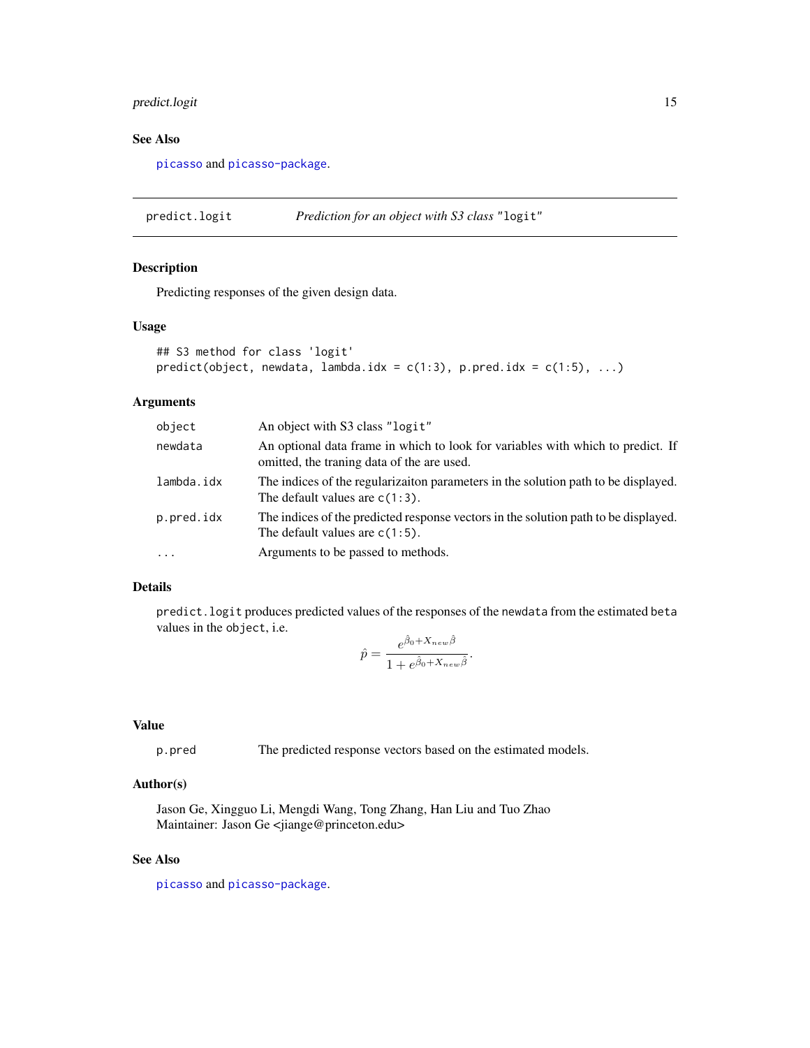### See Also

picasso and picasso-package.

---

## predict.logit — *Prediction for an object with S3 class "logit"*

### Description

Predicting responses of the given design data.

### Usage

```
## S3 method for class 'logit'
predict(object, newdata, lambda.idx = c(1:3), p.pred.idx = c(1:5), ...)
```

### Arguments

| | |
|---|---|
| `object` | An object with S3 class "logit" |
| `newdata` | An optional data frame in which to look for variables with which to predict. If omitted, the traning data of the are used. |
| `lambda.idx` | The indices of the regularizaiton parameters in the solution path to be displayed. The default values are `c(1:3)`. |
| `p.pred.idx` | The indices of the predicted response vectors in the solution path to be displayed. The default values are `c(1:5)`. |
| `...` | Arguments to be passed to methods. |

### Details

`predict.logit` produces predicted values of the responses of the `newdata` from the estimated `beta` values in the `object`, i.e.

$$\hat{p} = \frac{e^{\hat{\beta}_0 + X_{new}\hat{\beta}}}{1 + e^{\hat{\beta}_0 + X_{new}\hat{\beta}}}.$$

### Value

| | |
|---|---|
| `p.pred` | The predicted response vectors based on the estimated models. |

### Author(s)

Jason Ge, Xingguo Li, Mengdi Wang, Tong Zhang, Han Liu and Tuo Zhao
Maintainer: Jason Ge <jiange@princeton.edu>

### See Also

picasso and picasso-package.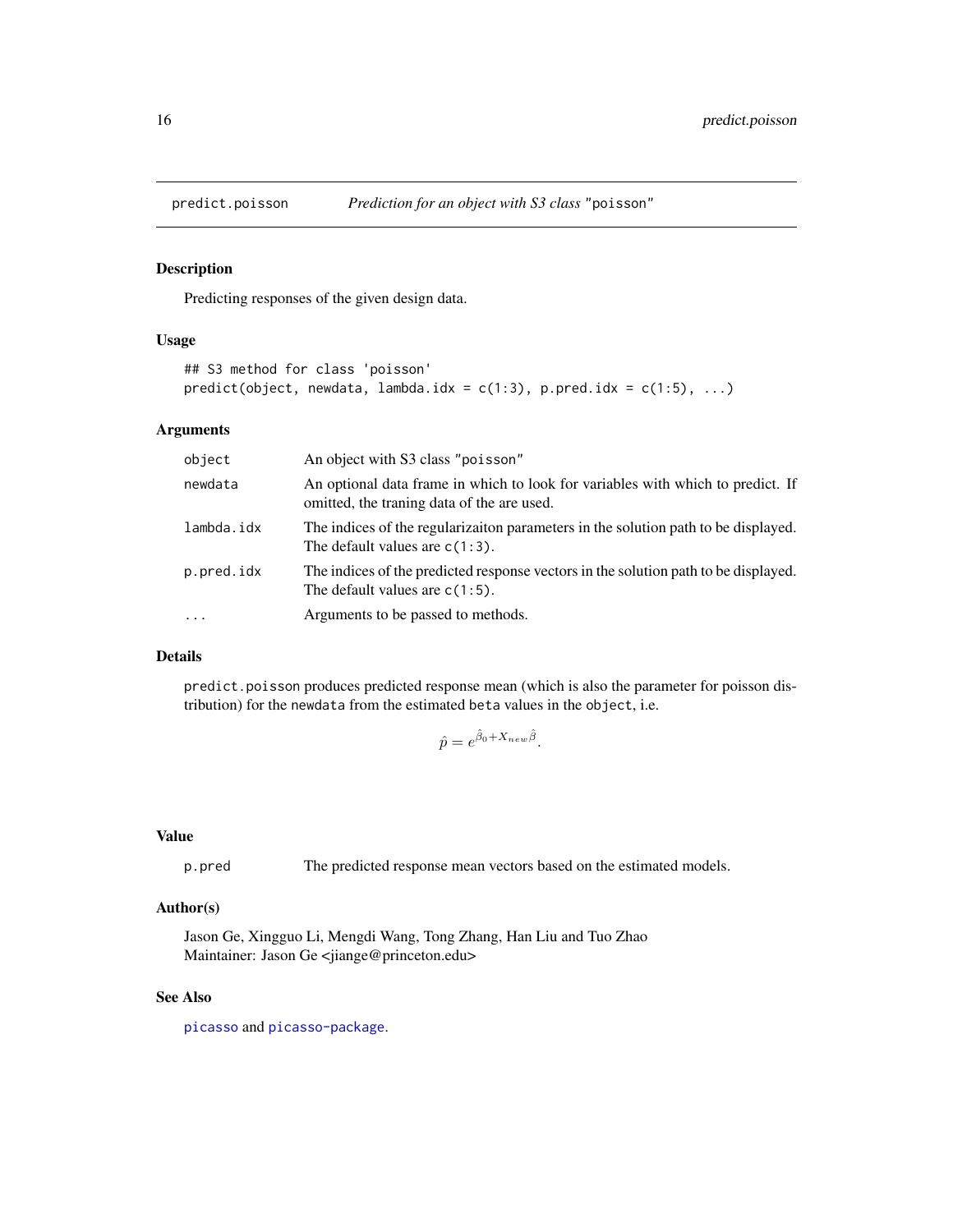# predict.poisson — *Prediction for an object with S3 class* "poisson"

## Description

Predicting responses of the given design data.

## Usage

```
## S3 method for class 'poisson'
predict(object, newdata, lambda.idx = c(1:3), p.pred.idx = c(1:5), ...)
```

## Arguments

| | |
|---|---|
| `object` | An object with S3 class "poisson" |
| `newdata` | An optional data frame in which to look for variables with which to predict. If omitted, the traning data of the are used. |
| `lambda.idx` | The indices of the regularizaiton parameters in the solution path to be displayed. The default values are `c(1:3)`. |
| `p.pred.idx` | The indices of the predicted response vectors in the solution path to be displayed. The default values are `c(1:5)`. |
| `...` | Arguments to be passed to methods. |

## Details

`predict.poisson` produces predicted response mean (which is also the parameter for poisson distribution) for the `newdata` from the estimated `beta` values in the `object`, i.e.

$$\hat{p} = e^{\hat{\beta}_0 + X_{new}\hat{\beta}}.$$

## Value

| | |
|---|---|
| `p.pred` | The predicted response mean vectors based on the estimated models. |

## Author(s)

Jason Ge, Xingguo Li, Mengdi Wang, Tong Zhang, Han Liu and Tuo Zhao
Maintainer: Jason Ge <jiange@princeton.edu>

## See Also

`picasso` and `picasso-package`.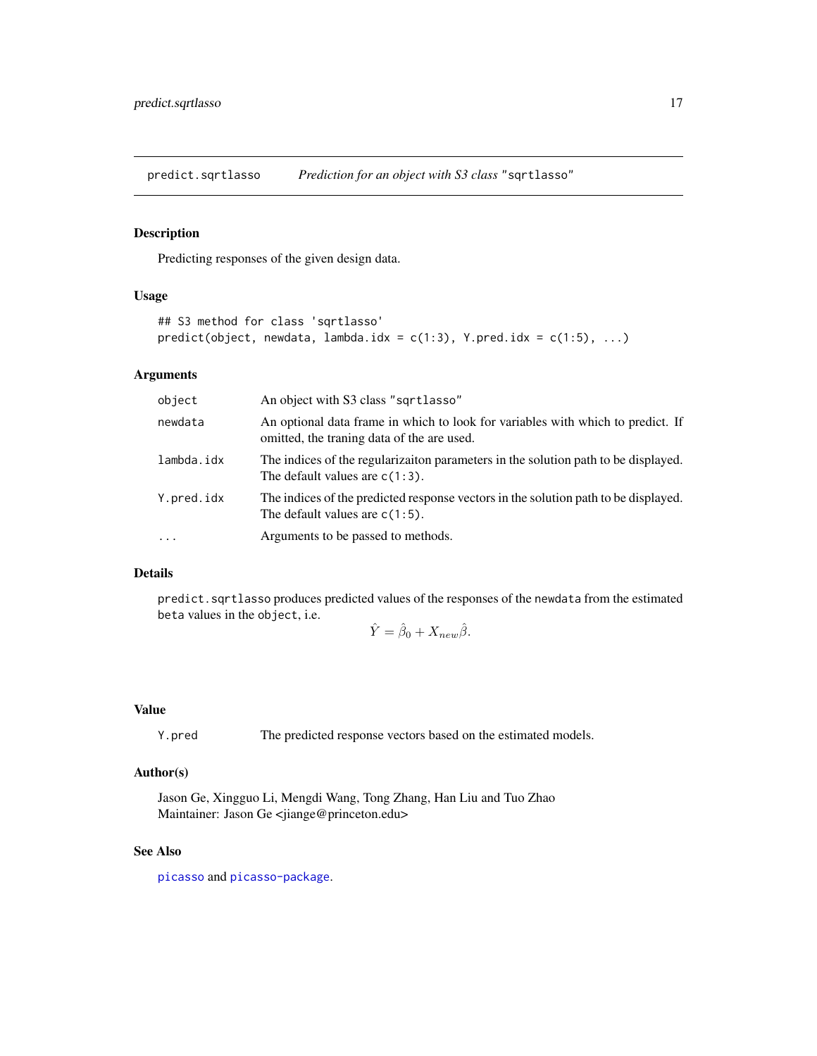## predict.sqrtlasso *Prediction for an object with S3 class "sqrtlasso"*

### Description

Predicting responses of the given design data.

### Usage

```
## S3 method for class 'sqrtlasso'
predict(object, newdata, lambda.idx = c(1:3), Y.pred.idx = c(1:5), ...)
```

### Arguments

| | |
|---|---|
| `object` | An object with S3 class "sqrtlasso" |
| `newdata` | An optional data frame in which to look for variables with which to predict. If omitted, the traning data of the are used. |
| `lambda.idx` | The indices of the regularizaiton parameters in the solution path to be displayed. The default values are `c(1:3)`. |
| `Y.pred.idx` | The indices of the predicted response vectors in the solution path to be displayed. The default values are `c(1:5)`. |
| `...` | Arguments to be passed to methods. |

### Details

`predict.sqrtlasso` produces predicted values of the responses of the `newdata` from the estimated `beta` values in the `object`, i.e.

$$\hat{Y} = \hat{\beta}_0 + X_{new}\hat{\beta}.$$

### Value

| | |
|---|---|
| `Y.pred` | The predicted response vectors based on the estimated models. |

### Author(s)

Jason Ge, Xingguo Li, Mengdi Wang, Tong Zhang, Han Liu and Tuo Zhao
Maintainer: Jason Ge <jiange@princeton.edu>

### See Also

`picasso` and `picasso-package`.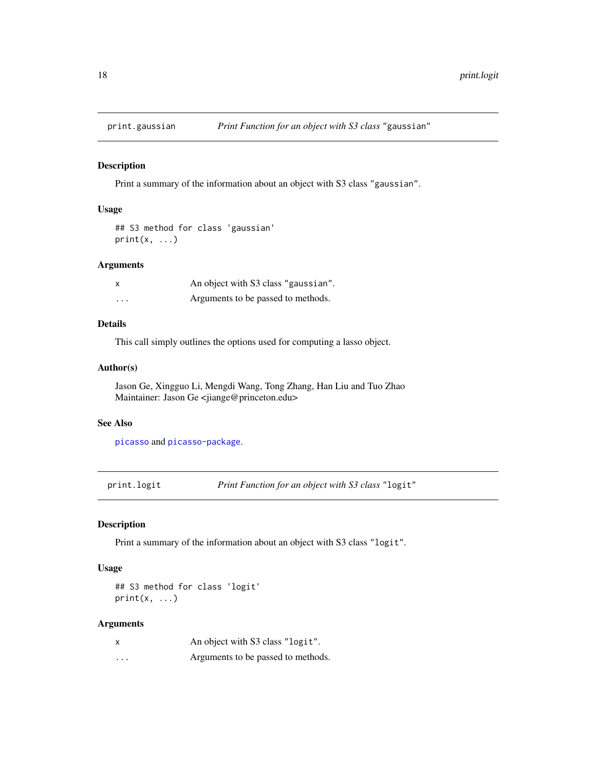## print.gaussian — *Print Function for an object with S3 class* "gaussian"

### Description

Print a summary of the information about an object with S3 class "gaussian".

### Usage

```
## S3 method for class 'gaussian'
print(x, ...)
```

### Arguments

| | |
|---|---|
| x | An object with S3 class "gaussian". |
| ... | Arguments to be passed to methods. |

### Details

This call simply outlines the options used for computing a lasso object.

### Author(s)

Jason Ge, Xingguo Li, Mengdi Wang, Tong Zhang, Han Liu and Tuo Zhao
Maintainer: Jason Ge <jiange@princeton.edu>

### See Also

picasso and picasso-package.

## print.logit — *Print Function for an object with S3 class* "logit"

### Description

Print a summary of the information about an object with S3 class "logit".

### Usage

```
## S3 method for class 'logit'
print(x, ...)
```

### Arguments

| | |
|---|---|
| x | An object with S3 class "logit". |
| ... | Arguments to be passed to methods. |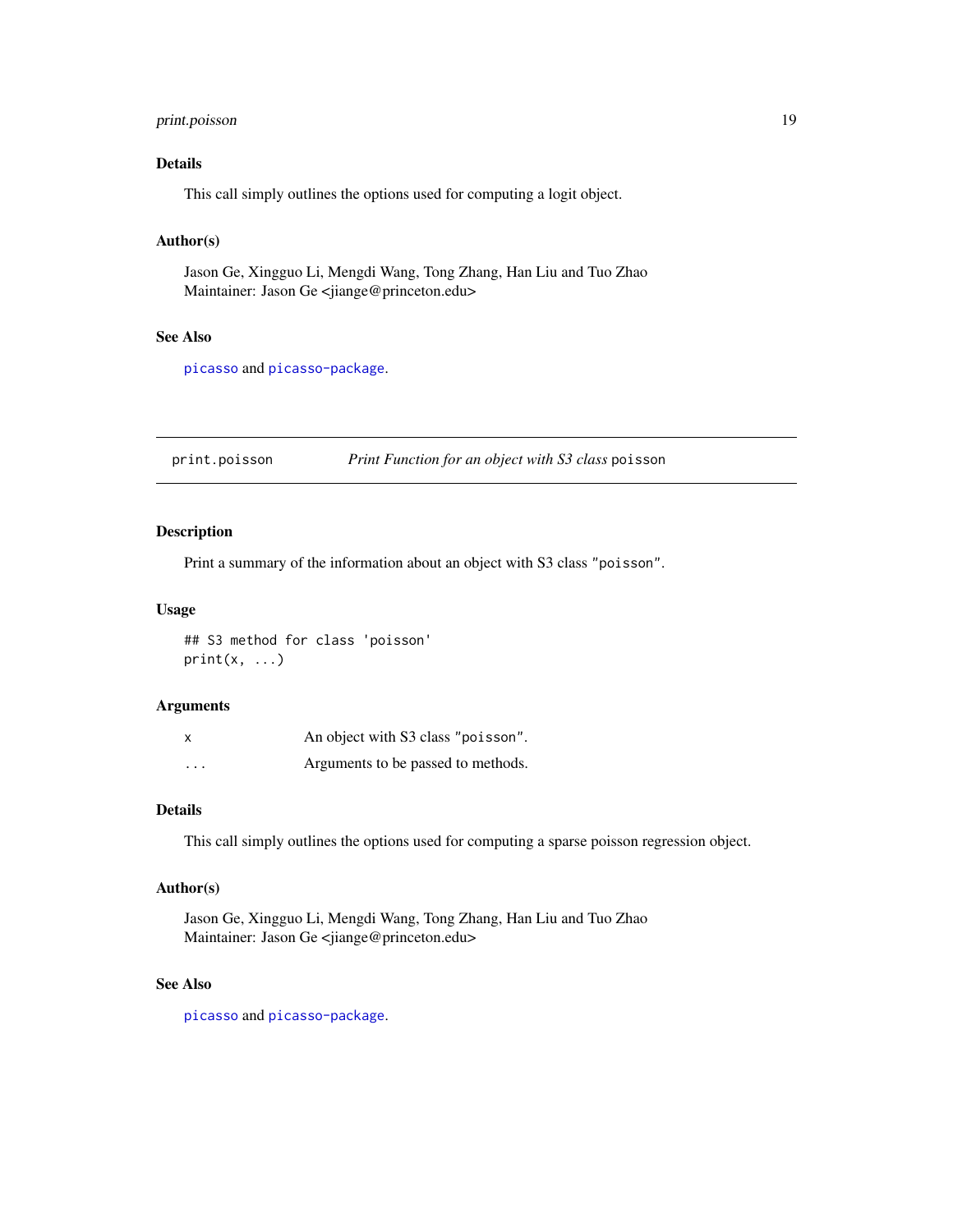### Details

This call simply outlines the options used for computing a logit object.

### Author(s)

Jason Ge, Xingguo Li, Mengdi Wang, Tong Zhang, Han Liu and Tuo Zhao
Maintainer: Jason Ge <jiange@princeton.edu>

### See Also

`picasso` and `picasso-package`.

---

## print.poisson — *Print Function for an object with S3 class* `poisson`

### Description

Print a summary of the information about an object with S3 class `"poisson"`.

### Usage

```
## S3 method for class 'poisson'
print(x, ...)
```

### Arguments

| | |
|---|---|
| `x` | An object with S3 class `"poisson"`. |
| `...` | Arguments to be passed to methods. |

### Details

This call simply outlines the options used for computing a sparse poisson regression object.

### Author(s)

Jason Ge, Xingguo Li, Mengdi Wang, Tong Zhang, Han Liu and Tuo Zhao
Maintainer: Jason Ge <jiange@princeton.edu>

### See Also

`picasso` and `picasso-package`.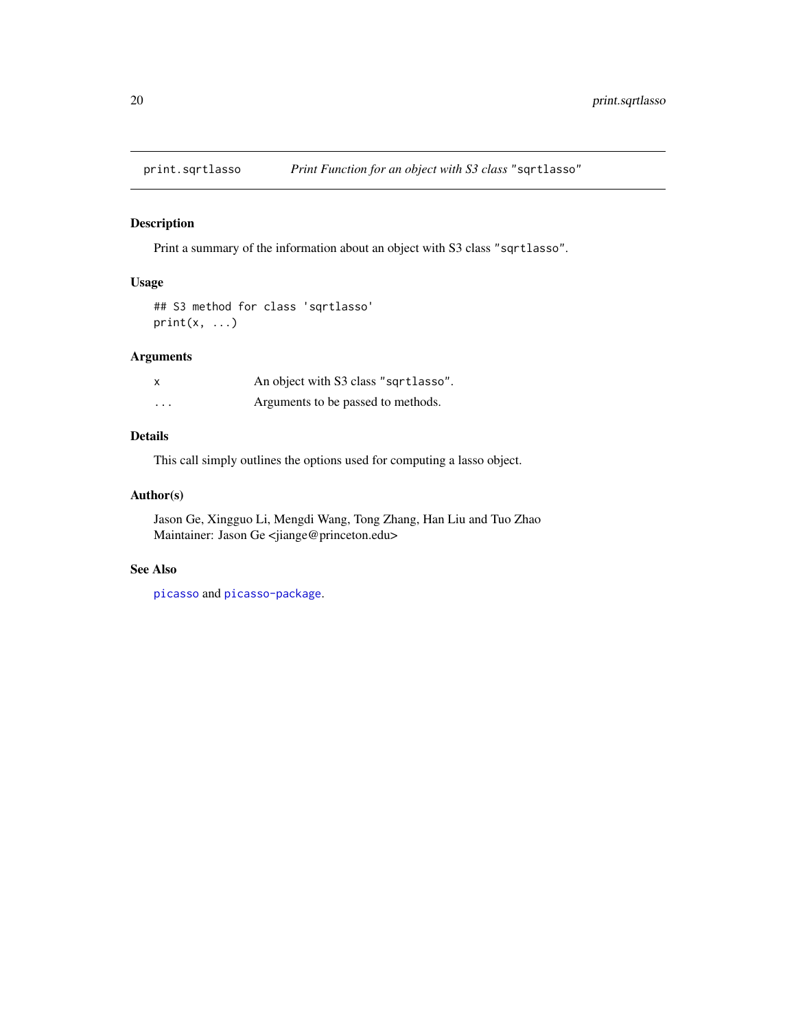## print.sqrtlasso *Print Function for an object with S3 class* "sqrtlasso"

### Description

Print a summary of the information about an object with S3 class "sqrtlasso".

### Usage

```
## S3 method for class 'sqrtlasso'
print(x, ...)
```

### Arguments

| | |
|---|---|
| x | An object with S3 class "sqrtlasso". |
| ... | Arguments to be passed to methods. |

### Details

This call simply outlines the options used for computing a lasso object.

### Author(s)

Jason Ge, Xingguo Li, Mengdi Wang, Tong Zhang, Han Liu and Tuo Zhao
Maintainer: Jason Ge <jiange@princeton.edu>

### See Also

picasso and picasso-package.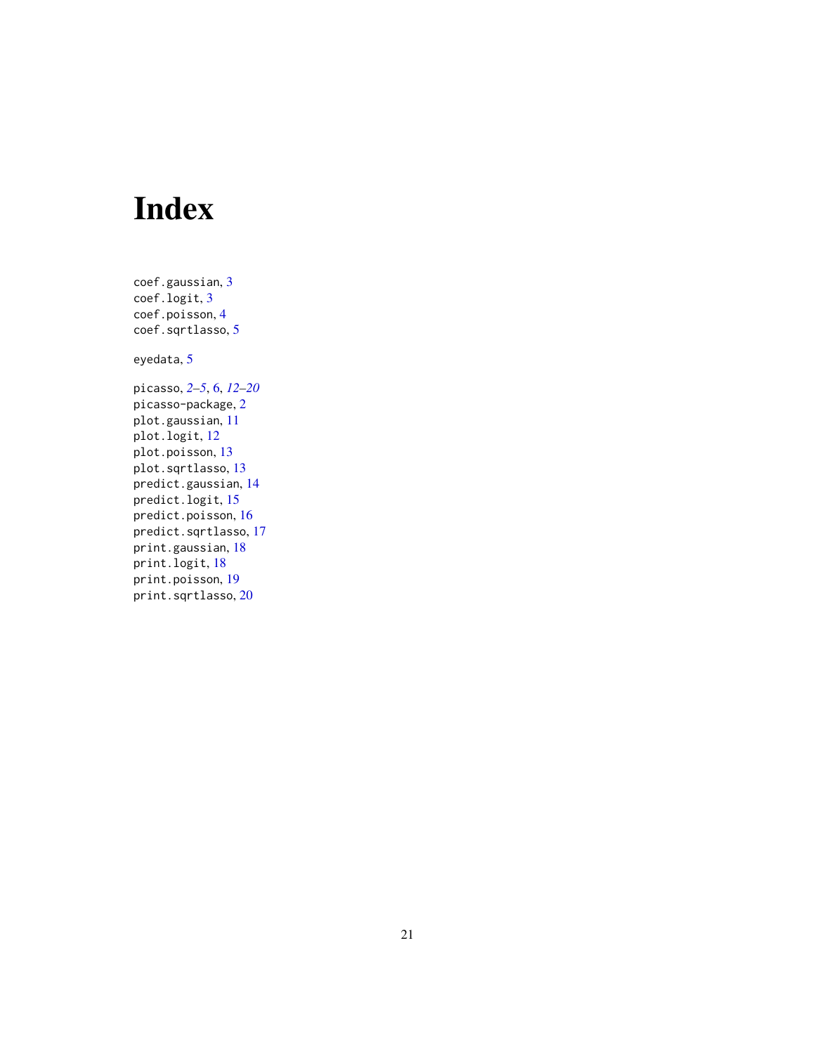# Index

coef.gaussian, 3
coef.logit, 3
coef.poisson, 4
coef.sqrtlasso, 5

eyedata, 5

picasso, *2–5*, 6, *12–20*
picasso-package, 2
plot.gaussian, 11
plot.logit, 12
plot.poisson, 13
plot.sqrtlasso, 13
predict.gaussian, 14
predict.logit, 15
predict.poisson, 16
predict.sqrtlasso, 17
print.gaussian, 18
print.logit, 18
print.poisson, 19
print.sqrtlasso, 20